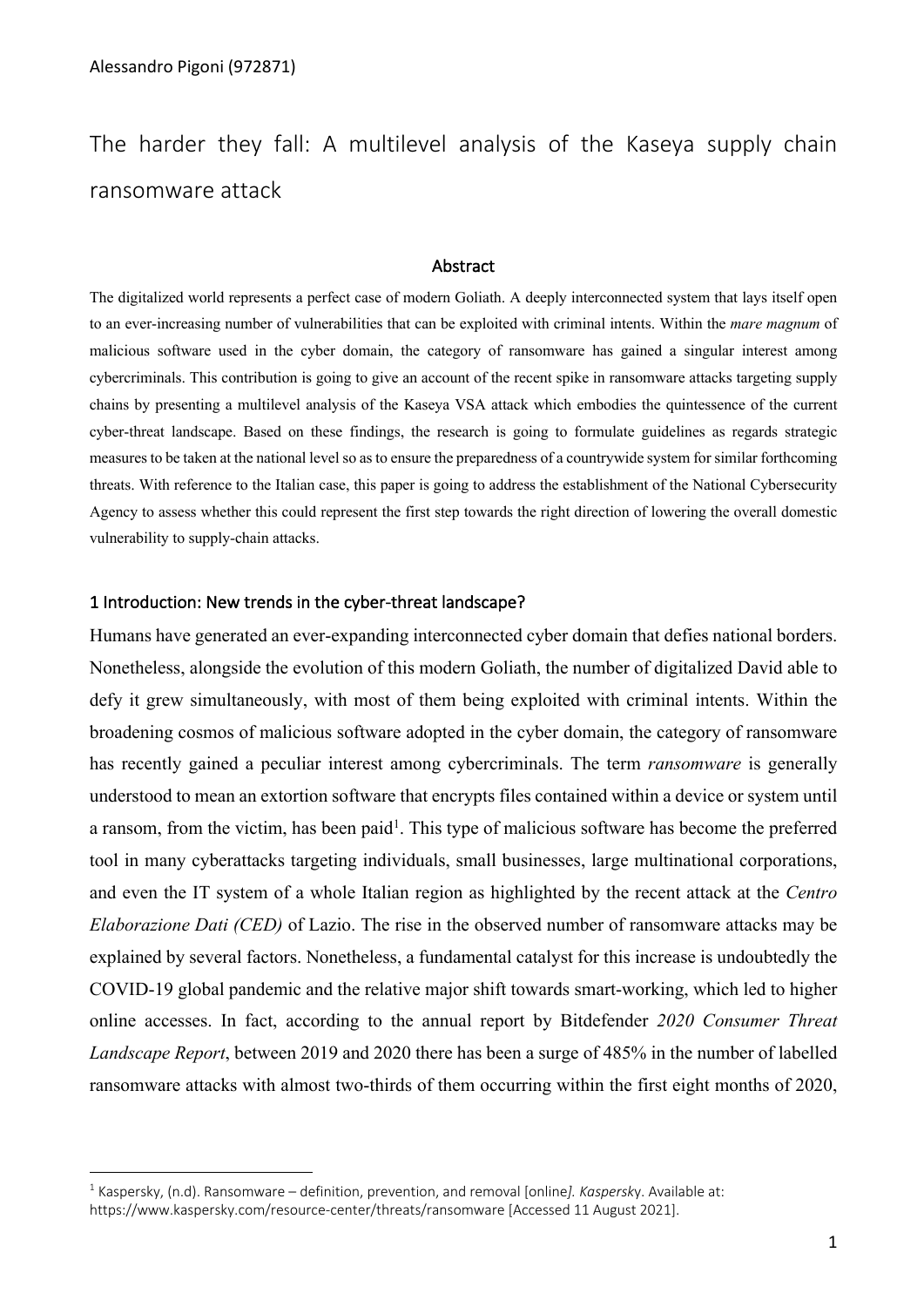Alessandro Pigoni (972871)

# The harder they fall: A multilevel analysis of the Kaseya supply chain ransomware attack

## Abstract

The digitalized world represents a perfect case of modern Goliath. A deeply interconnected system that lays itself open to an ever-increasing number of vulnerabilities that can be exploited with criminal intents. Within the *mare magnum* of malicious software used in the cyber domain, the category of ransomware has gained a singular interest among cybercriminals. This contribution is going to give an account of the recent spike in ransomware attacks targeting supply chains by presenting a multilevel analysis of the Kaseya VSA attack which embodies the quintessence of the current cyber-threat landscape. Based on these findings, the research is going to formulate guidelines as regards strategic measures to be taken at the national level so as to ensure the preparedness of a countrywide system for similar forthcoming threats. With reference to the Italian case, this paper is going to address the establishment of the National Cybersecurity Agency to assess whether this could represent the first step towards the right direction of lowering the overall domestic vulnerability to supply-chain attacks.

## 1 Introduction: New trends in the cyber-threat landscape?

Humans have generated an ever-expanding interconnected cyber domain that defies national borders. Nonetheless, alongside the evolution of this modern Goliath, the number of digitalized David able to defy it grew simultaneously, with most of them being exploited with criminal intents. Within the broadening cosmos of malicious software adopted in the cyber domain, the category of ransomware has recently gained a peculiar interest among cybercriminals. The term *ransomware* is generally understood to mean an extortion software that encrypts files contained within a device or system until a ransom, from the victim, has been paid[1]. This type of malicious software has become the preferred tool in many cyberattacks targeting individuals, small businesses, large multinational corporations, and even the IT system of a whole Italian region as highlighted by the recent attack at the *Centro Elaborazione Dati (CED)* of Lazio. The rise in the observed number of ransomware attacks may be explained by several factors. Nonetheless, a fundamental catalyst for this increase is undoubtedly the COVID-19 global pandemic and the relative major shift towards smart-working, which led to higher online accesses. In fact, according to the annual report by Bitdefender *2020 Consumer Threat Landscape Report*, between 2019 and 2020 there has been a surge of 485% in the number of labelled ransomware attacks with almost two-thirds of them occurring within the first eight months of 2020,

---

[1] Kaspersky, (n.d). Ransomware – definition, prevention, and removal [online*]. Kaspersk*y. Available at: https://www.kaspersky.com/resource-center/threats/ransomware [Accessed 11 August 2021].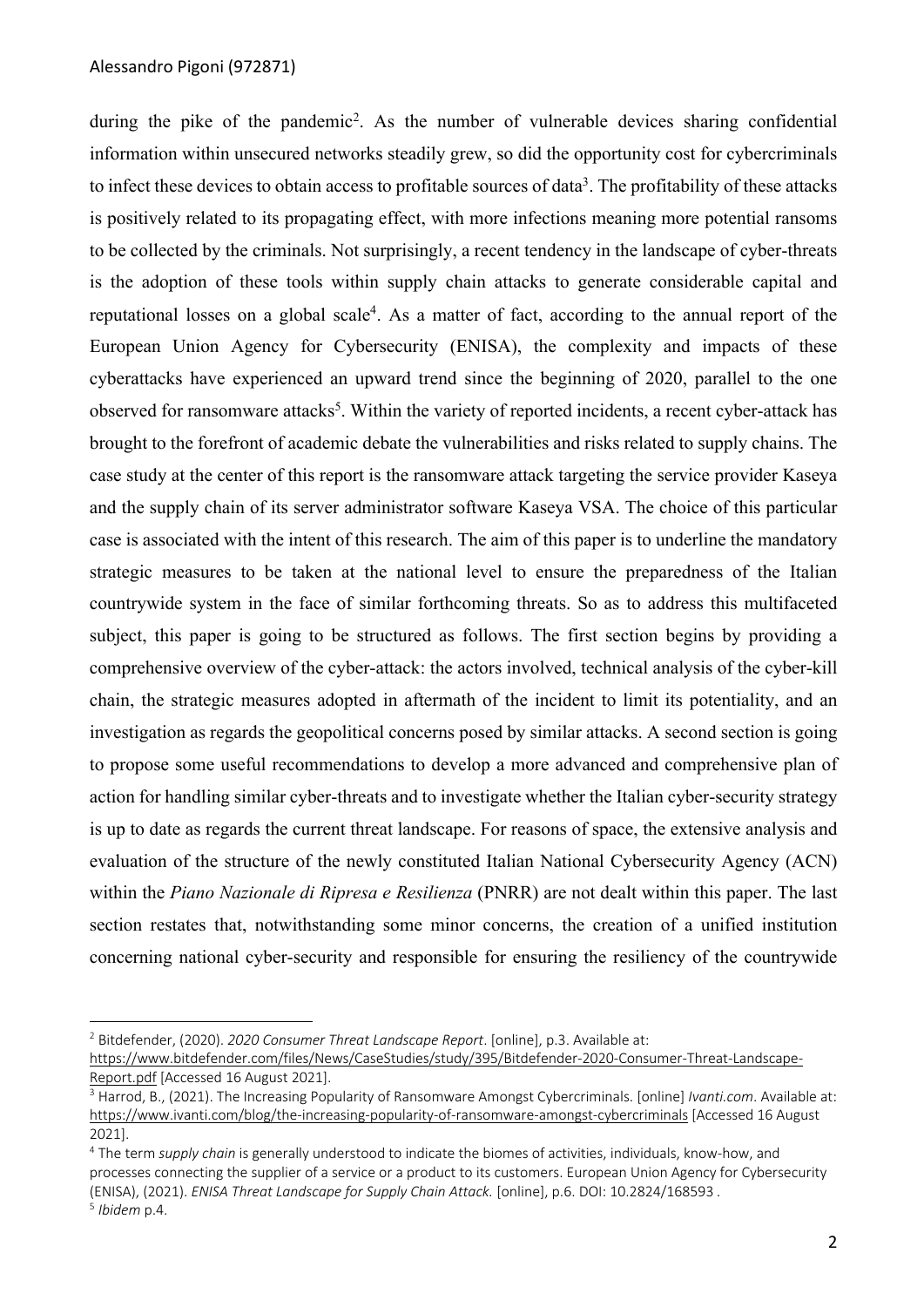during the pike of the pandemic[2]. As the number of vulnerable devices sharing confidential information within unsecured networks steadily grew, so did the opportunity cost for cybercriminals to infect these devices to obtain access to profitable sources of data[3]. The profitability of these attacks is positively related to its propagating effect, with more infections meaning more potential ransoms to be collected by the criminals. Not surprisingly, a recent tendency in the landscape of cyber-threats is the adoption of these tools within supply chain attacks to generate considerable capital and reputational losses on a global scale[4]. As a matter of fact, according to the annual report of the European Union Agency for Cybersecurity (ENISA), the complexity and impacts of these cyberattacks have experienced an upward trend since the beginning of 2020, parallel to the one observed for ransomware attacks[5]. Within the variety of reported incidents, a recent cyber-attack has brought to the forefront of academic debate the vulnerabilities and risks related to supply chains. The case study at the center of this report is the ransomware attack targeting the service provider Kaseya and the supply chain of its server administrator software Kaseya VSA. The choice of this particular case is associated with the intent of this research. The aim of this paper is to underline the mandatory strategic measures to be taken at the national level to ensure the preparedness of the Italian countrywide system in the face of similar forthcoming threats. So as to address this multifaceted subject, this paper is going to be structured as follows. The first section begins by providing a comprehensive overview of the cyber-attack: the actors involved, technical analysis of the cyber-kill chain, the strategic measures adopted in aftermath of the incident to limit its potentiality, and an investigation as regards the geopolitical concerns posed by similar attacks. A second section is going to propose some useful recommendations to develop a more advanced and comprehensive plan of action for handling similar cyber-threats and to investigate whether the Italian cyber-security strategy is up to date as regards the current threat landscape. For reasons of space, the extensive analysis and evaluation of the structure of the newly constituted Italian National Cybersecurity Agency (ACN) within the *Piano Nazionale di Ripresa e Resilienza* (PNRR) are not dealt within this paper. The last section restates that, notwithstanding some minor concerns, the creation of a unified institution concerning national cyber-security and responsible for ensuring the resiliency of the countrywide

---

[2] Bitdefender, (2020). *2020 Consumer Threat Landscape Report*. [online], p.3. Available at: https://www.bitdefender.com/files/News/CaseStudies/study/395/Bitdefender-2020-Consumer-Threat-Landscape-Report.pdf [Accessed 16 August 2021].

[3] Harrod, B., (2021). The Increasing Popularity of Ransomware Amongst Cybercriminals. [online] *Ivanti.com*. Available at: https://www.ivanti.com/blog/the-increasing-popularity-of-ransomware-amongst-cybercriminals [Accessed 16 August 2021].

[4] The term *supply chain* is generally understood to indicate the biomes of activities, individuals, know-how, and processes connecting the supplier of a service or a product to its customers. European Union Agency for Cybersecurity (ENISA), (2021). *ENISA Threat Landscape for Supply Chain Attack.* [online], p.6. DOI: 10.2824/168593 .

[5] *Ibidem* p.4.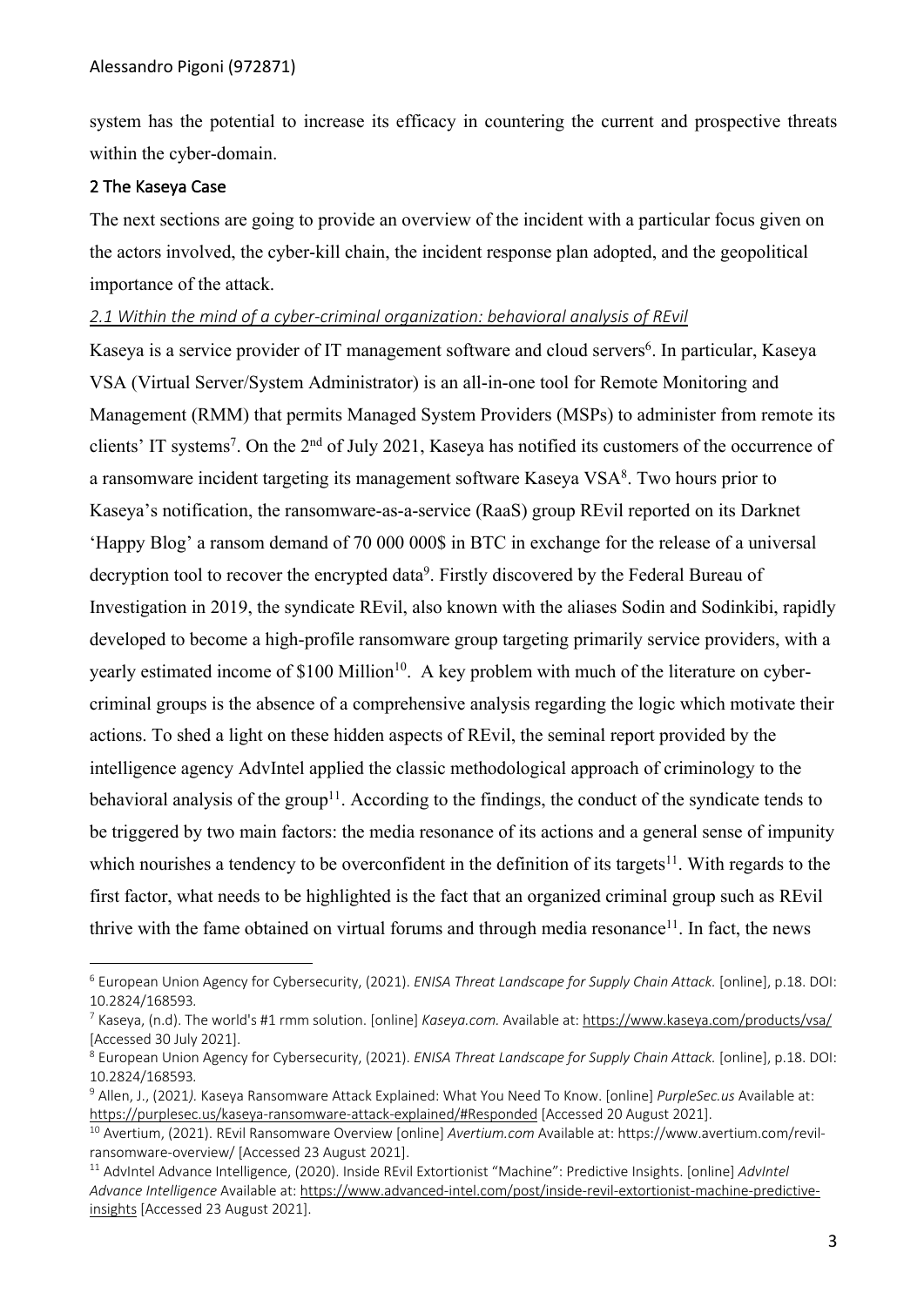system has the potential to increase its efficacy in countering the current and prospective threats within the cyber-domain.

## 2 The Kaseya Case

The next sections are going to provide an overview of the incident with a particular focus given on the actors involved, the cyber-kill chain, the incident response plan adopted, and the geopolitical importance of the attack.

### *2.1 Within the mind of a cyber-criminal organization: behavioral analysis of REvil*

Kaseya is a service provider of IT management software and cloud servers[6]. In particular, Kaseya VSA (Virtual Server/System Administrator) is an all-in-one tool for Remote Monitoring and Management (RMM) that permits Managed System Providers (MSPs) to administer from remote its clients' IT systems[7]. On the 2nd of July 2021, Kaseya has notified its customers of the occurrence of a ransomware incident targeting its management software Kaseya VSA[8]. Two hours prior to Kaseya's notification, the ransomware-as-a-service (RaaS) group REvil reported on its Darknet 'Happy Blog' a ransom demand of 70 000 000$ in BTC in exchange for the release of a universal decryption tool to recover the encrypted data[9]. Firstly discovered by the Federal Bureau of Investigation in 2019, the syndicate REvil, also known with the aliases Sodin and Sodinkibi, rapidly developed to become a high-profile ransomware group targeting primarily service providers, with a yearly estimated income of $100 Million[10]. A key problem with much of the literature on cyber-criminal groups is the absence of a comprehensive analysis regarding the logic which motivate their actions. To shed a light on these hidden aspects of REvil, the seminal report provided by the intelligence agency AdvIntel applied the classic methodological approach of criminology to the behavioral analysis of the group[11]. According to the findings, the conduct of the syndicate tends to be triggered by two main factors: the media resonance of its actions and a general sense of impunity which nourishes a tendency to be overconfident in the definition of its targets[11]. With regards to the first factor, what needs to be highlighted is the fact that an organized criminal group such as REvil thrive with the fame obtained on virtual forums and through media resonance[11]. In fact, the news

---

[6] European Union Agency for Cybersecurity, (2021). *ENISA Threat Landscape for Supply Chain Attack.* [online], p.18. DOI: 10.2824/168593.

[7] Kaseya, (n.d). The world's #1 rmm solution. [online] *Kaseya.com.* Available at: https://www.kaseya.com/products/vsa/ [Accessed 30 July 2021].

[8] European Union Agency for Cybersecurity, (2021). *ENISA Threat Landscape for Supply Chain Attack.* [online], p.18. DOI: 10.2824/168593.

[9] Allen, J., (2021*).* Kaseya Ransomware Attack Explained: What You Need To Know. [online] *PurpleSec.us* Available at: https://purplesec.us/kaseya-ransomware-attack-explained/#Responded [Accessed 20 August 2021].

[10] Avertium, (2021). REvil Ransomware Overview [online] *Avertium.com* Available at: https://www.avertium.com/revil-ransomware-overview/ [Accessed 23 August 2021].

[11] AdvIntel Advance Intelligence, (2020). Inside REvil Extortionist "Machine": Predictive Insights. [online] *AdvIntel Advance Intelligence* Available at: https://www.advanced-intel.com/post/inside-revil-extortionist-machine-predictive-insights [Accessed 23 August 2021].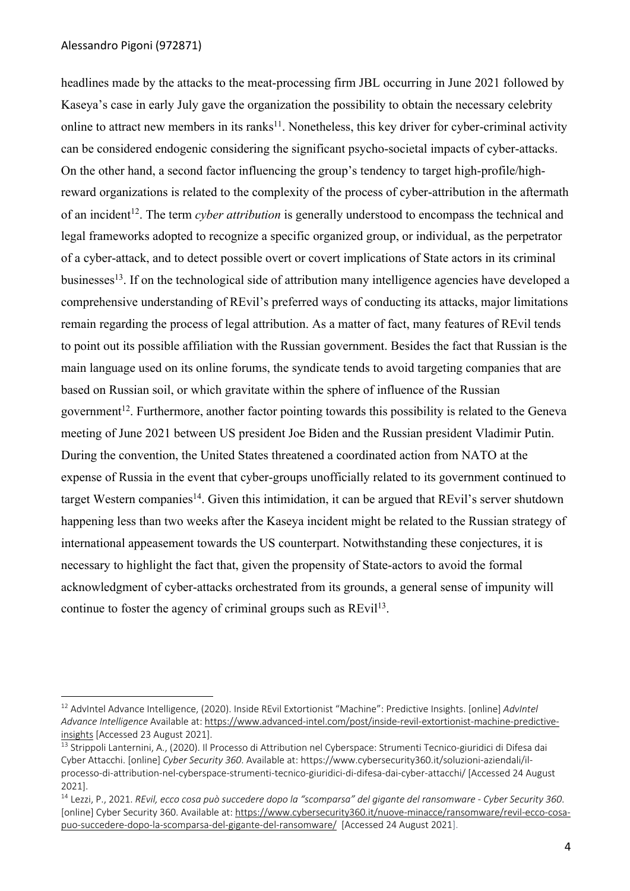headlines made by the attacks to the meat-processing firm JBL occurring in June 2021 followed by Kaseya's case in early July gave the organization the possibility to obtain the necessary celebrity online to attract new members in its ranks[11]. Nonetheless, this key driver for cyber-criminal activity can be considered endogenic considering the significant psycho-societal impacts of cyber-attacks. On the other hand, a second factor influencing the group's tendency to target high-profile/high-reward organizations is related to the complexity of the process of cyber-attribution in the aftermath of an incident[12]. The term *cyber attribution* is generally understood to encompass the technical and legal frameworks adopted to recognize a specific organized group, or individual, as the perpetrator of a cyber-attack, and to detect possible overt or covert implications of State actors in its criminal businesses[13]. If on the technological side of attribution many intelligence agencies have developed a comprehensive understanding of REvil's preferred ways of conducting its attacks, major limitations remain regarding the process of legal attribution. As a matter of fact, many features of REvil tends to point out its possible affiliation with the Russian government. Besides the fact that Russian is the main language used on its online forums, the syndicate tends to avoid targeting companies that are based on Russian soil, or which gravitate within the sphere of influence of the Russian government[12]. Furthermore, another factor pointing towards this possibility is related to the Geneva meeting of June 2021 between US president Joe Biden and the Russian president Vladimir Putin. During the convention, the United States threatened a coordinated action from NATO at the expense of Russia in the event that cyber-groups unofficially related to its government continued to target Western companies[14]. Given this intimidation, it can be argued that REvil's server shutdown happening less than two weeks after the Kaseya incident might be related to the Russian strategy of international appeasement towards the US counterpart. Notwithstanding these conjectures, it is necessary to highlight the fact that, given the propensity of State-actors to avoid the formal acknowledgment of cyber-attacks orchestrated from its grounds, a general sense of impunity will continue to foster the agency of criminal groups such as REvil[13].

---

[12] AdvIntel Advance Intelligence, (2020). Inside REvil Extortionist "Machine": Predictive Insights. [online] *AdvIntel Advance Intelligence* Available at: https://www.advanced-intel.com/post/inside-revil-extortionist-machine-predictive-insights [Accessed 23 August 2021].

[13] Strippoli Lanternini, A., (2020). Il Processo di Attribution nel Cyberspace: Strumenti Tecnico-giuridici di Difesa dai Cyber Attacchi. [online] *Cyber Security 360*. Available at: https://www.cybersecurity360.it/soluzioni-aziendali/il-processo-di-attribution-nel-cyberspace-strumenti-tecnico-giuridici-di-difesa-dai-cyber-attacchi/ [Accessed 24 August 2021].

[14] Lezzi, P., 2021. *REvil, ecco cosa può succedere dopo la "scomparsa" del gigante del ransomware - Cyber Security 360*. [online] Cyber Security 360. Available at: https://www.cybersecurity360.it/nuove-minacce/ransomware/revil-ecco-cosa-puo-succedere-dopo-la-scomparsa-del-gigante-del-ransomware/ [Accessed 24 August 2021].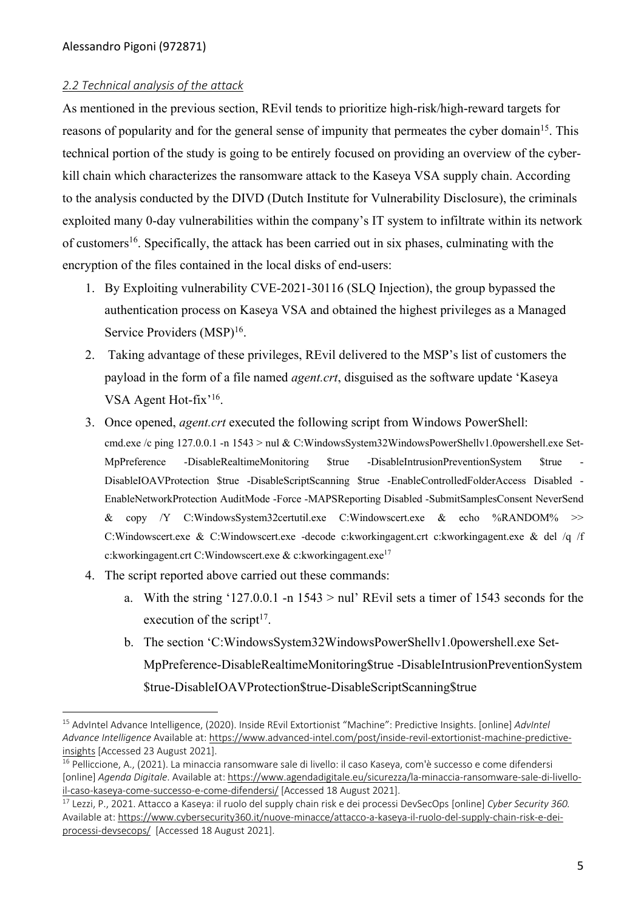## *2.2 Technical analysis of the attack*

As mentioned in the previous section, REvil tends to prioritize high-risk/high-reward targets for reasons of popularity and for the general sense of impunity that permeates the cyber domain[15]. This technical portion of the study is going to be entirely focused on providing an overview of the cyber-kill chain which characterizes the ransomware attack to the Kaseya VSA supply chain. According to the analysis conducted by the DIVD (Dutch Institute for Vulnerability Disclosure), the criminals exploited many 0-day vulnerabilities within the company's IT system to infiltrate within its network of customers[16]. Specifically, the attack has been carried out in six phases, culminating with the encryption of the files contained in the local disks of end-users:

1. By Exploiting vulnerability CVE-2021-30116 (SLQ Injection), the group bypassed the authentication process on Kaseya VSA and obtained the highest privileges as a Managed Service Providers (MSP)[16].
2. Taking advantage of these privileges, REvil delivered to the MSP's list of customers the payload in the form of a file named *agent.crt*, disguised as the software update 'Kaseya VSA Agent Hot-fix'[16].
3. Once opened, *agent.crt* executed the following script from Windows PowerShell:
   cmd.exe /c ping 127.0.0.1 -n 1543 > nul & C:WindowsSystem32WindowsPowerShellv1.0powershell.exe Set-MpPreference -DisableRealtimeMonitoring $true -DisableIntrusionPreventionSystem $true -DisableIOAVProtection $true -DisableScriptScanning $true -EnableControlledFolderAccess Disabled -EnableNetworkProtection AuditMode -Force -MAPSReporting Disabled -SubmitSamplesConsent NeverSend & copy /Y C:WindowsSystem32certutil.exe C:Windowscert.exe & echo %RANDOM% >> C:Windowscert.exe & C:Windowscert.exe -decode c:kworkingagent.crt c:kworkingagent.exe & del /q /f c:kworkingagent.crt C:Windowscert.exe & c:kworkingagent.exe[17]
4. The script reported above carried out these commands:
   a. With the string '127.0.0.1 -n 1543 > nul' REvil sets a timer of 1543 seconds for the execution of the script[17].
   b. The section 'C:WindowsSystem32WindowsPowerShellv1.0powershell.exe Set-MpPreference-DisableRealtimeMonitoring$true -DisableIntrusionPreventionSystem $true-DisableIOAVProtection$true-DisableScriptScanning$true

---

[15] AdvIntel Advance Intelligence, (2020). Inside REvil Extortionist "Machine": Predictive Insights. [online] *AdvIntel Advance Intelligence* Available at: https://www.advanced-intel.com/post/inside-revil-extortionist-machine-predictive-insights [Accessed 23 August 2021].

[16] Pelliccione, A., (2021). La minaccia ransomware sale di livello: il caso Kaseya, com'è successo e come difendersi [online] *Agenda Digitale*. Available at: https://www.agendadigitale.eu/sicurezza/la-minaccia-ransomware-sale-di-livello-il-caso-kaseya-come-successo-e-come-difendersi/ [Accessed 18 August 2021].

[17] Lezzi, P., 2021. Attacco a Kaseya: il ruolo del supply chain risk e dei processi DevSecOps [online] *Cyber Security 360.* Available at: https://www.cybersecurity360.it/nuove-minacce/attacco-a-kaseya-il-ruolo-del-supply-chain-risk-e-dei-processi-devsecops/ [Accessed 18 August 2021].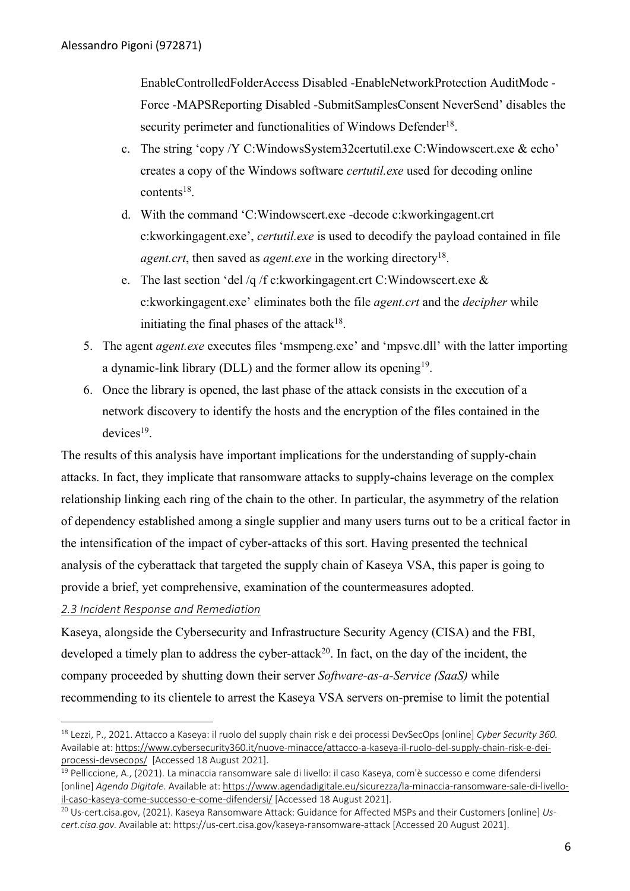EnableControlledFolderAccess Disabled -EnableNetworkProtection AuditMode -Force -MAPSReporting Disabled -SubmitSamplesConsent NeverSend' disables the security perimeter and functionalities of Windows Defender[18].

c. The string 'copy /Y C:WindowsSystem32certutil.exe C:Windowscert.exe & echo' creates a copy of the Windows software *certutil.exe* used for decoding online contents[18].

d. With the command 'C:Windowscert.exe -decode c:kworkingagent.crt c:kworkingagent.exe', *certutil.exe* is used to decodify the payload contained in file *agent.crt*, then saved as *agent.exe* in the working directory[18].

e. The last section 'del /q /f c:kworkingagent.crt C:Windowscert.exe & c:kworkingagent.exe' eliminates both the file *agent.crt* and the *decipher* while initiating the final phases of the attack[18].

5. The agent *agent.exe* executes files 'msmpeng.exe' and 'mpsvc.dll' with the latter importing a dynamic-link library (DLL) and the former allow its opening[19].
6. Once the library is opened, the last phase of the attack consists in the execution of a network discovery to identify the hosts and the encryption of the files contained in the devices[19].

The results of this analysis have important implications for the understanding of supply-chain attacks. In fact, they implicate that ransomware attacks to supply-chains leverage on the complex relationship linking each ring of the chain to the other. In particular, the asymmetry of the relation of dependency established among a single supplier and many users turns out to be a critical factor in the intensification of the impact of cyber-attacks of this sort. Having presented the technical analysis of the cyberattack that targeted the supply chain of Kaseya VSA, this paper is going to provide a brief, yet comprehensive, examination of the countermeasures adopted.

### *2.3 Incident Response and Remediation*

Kaseya, alongside the Cybersecurity and Infrastructure Security Agency (CISA) and the FBI, developed a timely plan to address the cyber-attack[20]. In fact, on the day of the incident, the company proceeded by shutting down their server *Software-as-a-Service (SaaS)* while recommending to its clientele to arrest the Kaseya VSA servers on-premise to limit the potential

---

[18] Lezzi, P., 2021. Attacco a Kaseya: il ruolo del supply chain risk e dei processi DevSecOps [online] *Cyber Security 360.* Available at: https://www.cybersecurity360.it/nuove-minacce/attacco-a-kaseya-il-ruolo-del-supply-chain-risk-e-dei-processi-devsecops/ [Accessed 18 August 2021].

[19] Pelliccione, A., (2021). La minaccia ransomware sale di livello: il caso Kaseya, com'è successo e come difendersi [online] *Agenda Digitale*. Available at: https://www.agendadigitale.eu/sicurezza/la-minaccia-ransomware-sale-di-livello-il-caso-kaseya-come-successo-e-come-difendersi/ [Accessed 18 August 2021].

[20] Us-cert.cisa.gov, (2021). Kaseya Ransomware Attack: Guidance for Affected MSPs and their Customers [online] *Us-cert.cisa.gov.* Available at: https://us-cert.cisa.gov/kaseya-ransomware-attack [Accessed 20 August 2021].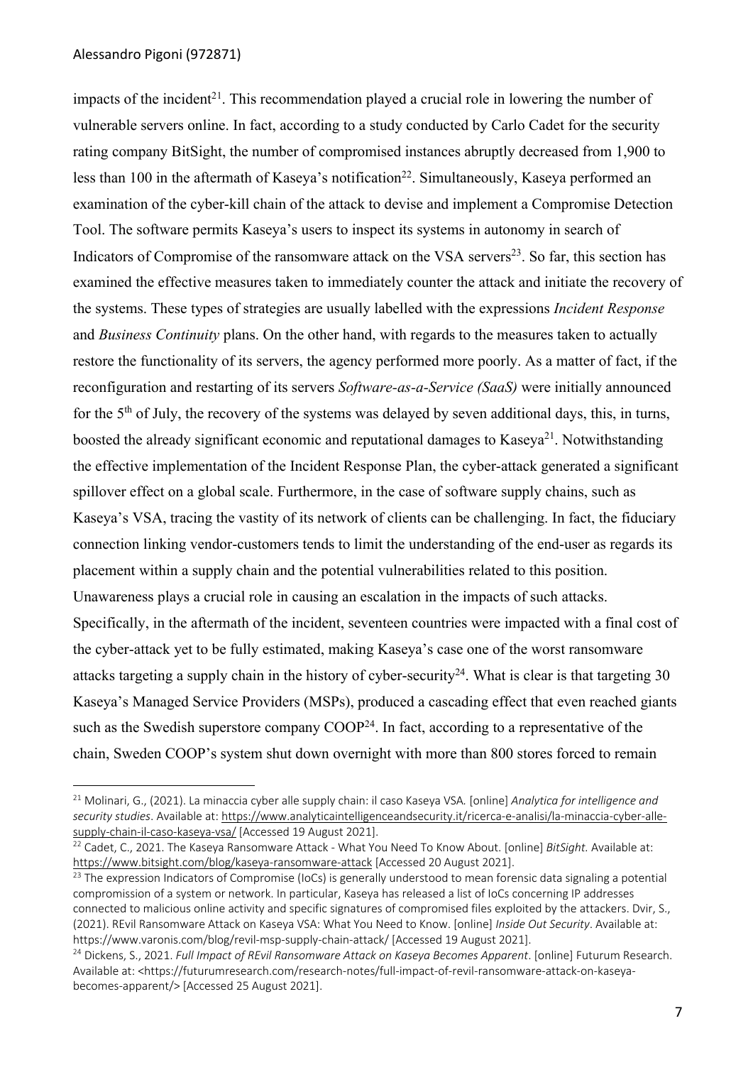impacts of the incident[21]. This recommendation played a crucial role in lowering the number of vulnerable servers online. In fact, according to a study conducted by Carlo Cadet for the security rating company BitSight, the number of compromised instances abruptly decreased from 1,900 to less than 100 in the aftermath of Kaseya's notification[22]. Simultaneously, Kaseya performed an examination of the cyber-kill chain of the attack to devise and implement a Compromise Detection Tool. The software permits Kaseya's users to inspect its systems in autonomy in search of Indicators of Compromise of the ransomware attack on the VSA servers[23]. So far, this section has examined the effective measures taken to immediately counter the attack and initiate the recovery of the systems. These types of strategies are usually labelled with the expressions *Incident Response* and *Business Continuity* plans. On the other hand, with regards to the measures taken to actually restore the functionality of its servers, the agency performed more poorly. As a matter of fact, if the reconfiguration and restarting of its servers *Software-as-a-Service (SaaS)* were initially announced for the 5th of July, the recovery of the systems was delayed by seven additional days, this, in turns, boosted the already significant economic and reputational damages to Kaseya[21]. Notwithstanding the effective implementation of the Incident Response Plan, the cyber-attack generated a significant spillover effect on a global scale. Furthermore, in the case of software supply chains, such as Kaseya's VSA, tracing the vastity of its network of clients can be challenging. In fact, the fiduciary connection linking vendor-customers tends to limit the understanding of the end-user as regards its placement within a supply chain and the potential vulnerabilities related to this position. Unawareness plays a crucial role in causing an escalation in the impacts of such attacks. Specifically, in the aftermath of the incident, seventeen countries were impacted with a final cost of the cyber-attack yet to be fully estimated, making Kaseya's case one of the worst ransomware attacks targeting a supply chain in the history of cyber-security[24]. What is clear is that targeting 30 Kaseya's Managed Service Providers (MSPs), produced a cascading effect that even reached giants such as the Swedish superstore company COOP[24]. In fact, according to a representative of the chain, Sweden COOP's system shut down overnight with more than 800 stores forced to remain

---

[21] Molinari, G., (2021). La minaccia cyber alle supply chain: il caso Kaseya VSA. [online] *Analytica for intelligence and security studies*. Available at: https://www.analyticaintelligenceandsecurity.it/ricerca-e-analisi/la-minaccia-cyber-alle-supply-chain-il-caso-kaseya-vsa/ [Accessed 19 August 2021].

[22] Cadet, C., 2021. The Kaseya Ransomware Attack - What You Need To Know About. [online] *BitSight*. Available at: https://www.bitsight.com/blog/kaseya-ransomware-attack [Accessed 20 August 2021].

[23] The expression Indicators of Compromise (IoCs) is generally understood to mean forensic data signaling a potential compromission of a system or network. In particular, Kaseya has released a list of IoCs concerning IP addresses connected to malicious online activity and specific signatures of compromised files exploited by the attackers. Dvir, S., (2021). REvil Ransomware Attack on Kaseya VSA: What You Need to Know. [online] *Inside Out Security*. Available at: https://www.varonis.com/blog/revil-msp-supply-chain-attack/ [Accessed 19 August 2021].

[24] Dickens, S., 2021. *Full Impact of REvil Ransomware Attack on Kaseya Becomes Apparent*. [online] Futurum Research. Available at: <https://futurumresearch.com/research-notes/full-impact-of-revil-ransomware-attack-on-kaseya-becomes-apparent/> [Accessed 25 August 2021].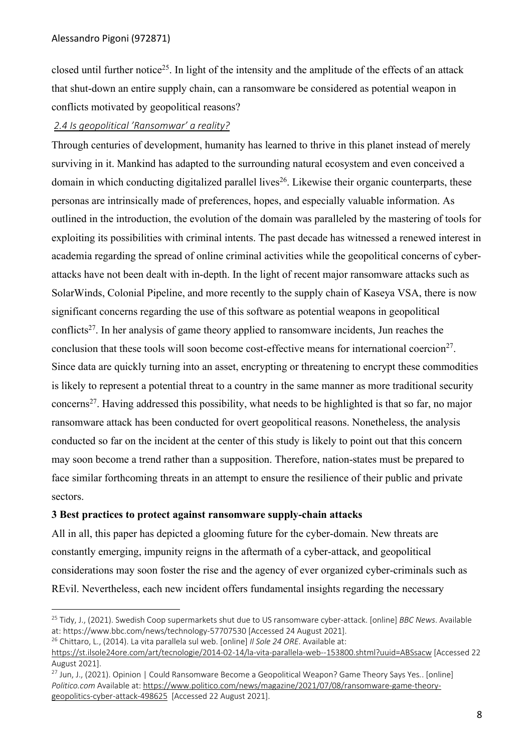closed until further notice[25]. In light of the intensity and the amplitude of the effects of an attack that shut-down an entire supply chain, can a ransomware be considered as potential weapon in conflicts motivated by geopolitical reasons?

### *2.4 Is geopolitical 'Ransomwar' a reality?*

Through centuries of development, humanity has learned to thrive in this planet instead of merely surviving in it. Mankind has adapted to the surrounding natural ecosystem and even conceived a domain in which conducting digitalized parallel lives[26]. Likewise their organic counterparts, these personas are intrinsically made of preferences, hopes, and especially valuable information. As outlined in the introduction, the evolution of the domain was paralleled by the mastering of tools for exploiting its possibilities with criminal intents. The past decade has witnessed a renewed interest in academia regarding the spread of online criminal activities while the geopolitical concerns of cyber-attacks have not been dealt with in-depth. In the light of recent major ransomware attacks such as SolarWinds, Colonial Pipeline, and more recently to the supply chain of Kaseya VSA, there is now significant concerns regarding the use of this software as potential weapons in geopolitical conflicts[27]. In her analysis of game theory applied to ransomware incidents, Jun reaches the conclusion that these tools will soon become cost-effective means for international coercion[27]. Since data are quickly turning into an asset, encrypting or threatening to encrypt these commodities is likely to represent a potential threat to a country in the same manner as more traditional security concerns[27]. Having addressed this possibility, what needs to be highlighted is that so far, no major ransomware attack has been conducted for overt geopolitical reasons. Nonetheless, the analysis conducted so far on the incident at the center of this study is likely to point out that this concern may soon become a trend rather than a supposition. Therefore, nation-states must be prepared to face similar forthcoming threats in an attempt to ensure the resilience of their public and private sectors.

## 3 Best practices to protect against ransomware supply-chain attacks

All in all, this paper has depicted a glooming future for the cyber-domain. New threats are constantly emerging, impunity reigns in the aftermath of a cyber-attack, and geopolitical considerations may soon foster the rise and the agency of ever organized cyber-criminals such as REvil. Nevertheless, each new incident offers fundamental insights regarding the necessary

---

[25] Tidy, J., (2021). Swedish Coop supermarkets shut due to US ransomware cyber-attack. [online] *BBC News*. Available at: https://www.bbc.com/news/technology-57707530 [Accessed 24 August 2021].

[26] Chittaro, L., (2014). La vita parallela sul web. [online] *Il Sole 24 ORE*. Available at: https://st.ilsole24ore.com/art/tecnologie/2014-02-14/la-vita-parallela-web--153800.shtml?uuid=ABSsacw [Accessed 22 August 2021].

[27] Jun, J., (2021). Opinion | Could Ransomware Become a Geopolitical Weapon? Game Theory Says Yes.. [online] *Politico.com* Available at: https://www.politico.com/news/magazine/2021/07/08/ransomware-game-theory-geopolitics-cyber-attack-498625 [Accessed 22 August 2021].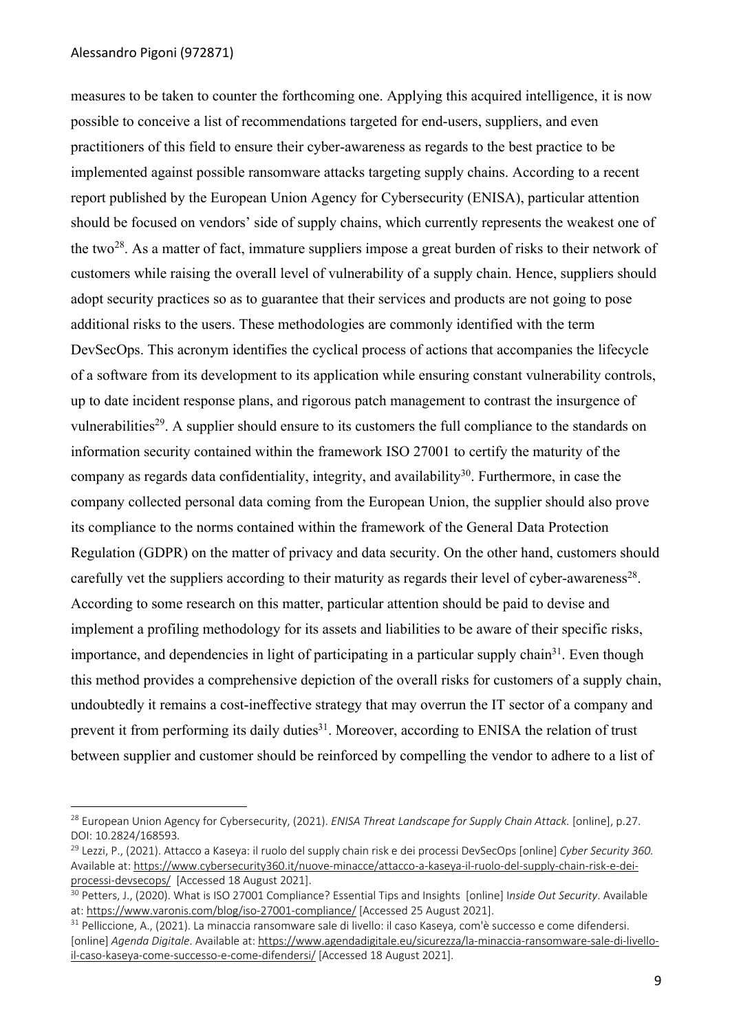measures to be taken to counter the forthcoming one. Applying this acquired intelligence, it is now possible to conceive a list of recommendations targeted for end-users, suppliers, and even practitioners of this field to ensure their cyber-awareness as regards to the best practice to be implemented against possible ransomware attacks targeting supply chains. According to a recent report published by the European Union Agency for Cybersecurity (ENISA), particular attention should be focused on vendors' side of supply chains, which currently represents the weakest one of the two[28]. As a matter of fact, immature suppliers impose a great burden of risks to their network of customers while raising the overall level of vulnerability of a supply chain. Hence, suppliers should adopt security practices so as to guarantee that their services and products are not going to pose additional risks to the users. These methodologies are commonly identified with the term DevSecOps. This acronym identifies the cyclical process of actions that accompanies the lifecycle of a software from its development to its application while ensuring constant vulnerability controls, up to date incident response plans, and rigorous patch management to contrast the insurgence of vulnerabilities[29]. A supplier should ensure to its customers the full compliance to the standards on information security contained within the framework ISO 27001 to certify the maturity of the company as regards data confidentiality, integrity, and availability[30]. Furthermore, in case the company collected personal data coming from the European Union, the supplier should also prove its compliance to the norms contained within the framework of the General Data Protection Regulation (GDPR) on the matter of privacy and data security. On the other hand, customers should carefully vet the suppliers according to their maturity as regards their level of cyber-awareness[28]. According to some research on this matter, particular attention should be paid to devise and implement a profiling methodology for its assets and liabilities to be aware of their specific risks, importance, and dependencies in light of participating in a particular supply chain[31]. Even though this method provides a comprehensive depiction of the overall risks for customers of a supply chain, undoubtedly it remains a cost-ineffective strategy that may overrun the IT sector of a company and prevent it from performing its daily duties[31]. Moreover, according to ENISA the relation of trust between supplier and customer should be reinforced by compelling the vendor to adhere to a list of

---

[28] European Union Agency for Cybersecurity, (2021). *ENISA Threat Landscape for Supply Chain Attack.* [online], p.27. DOI: 10.2824/168593.

[29] Lezzi, P., (2021). Attacco a Kaseya: il ruolo del supply chain risk e dei processi DevSecOps [online] *Cyber Security 360.* Available at: https://www.cybersecurity360.it/nuove-minacce/attacco-a-kaseya-il-ruolo-del-supply-chain-risk-e-dei-processi-devsecops/ [Accessed 18 August 2021].

[30] Petters, J., (2020). What is ISO 27001 Compliance? Essential Tips and Insights [online] I*nside Out Security*. Available at: https://www.varonis.com/blog/iso-27001-compliance/ [Accessed 25 August 2021].

[31] Pelliccione, A., (2021). La minaccia ransomware sale di livello: il caso Kaseya, com'è successo e come difendersi. [online] *Agenda Digitale*. Available at: https://www.agendadigitale.eu/sicurezza/la-minaccia-ransomware-sale-di-livello-il-caso-kaseya-come-successo-e-come-difendersi/ [Accessed 18 August 2021].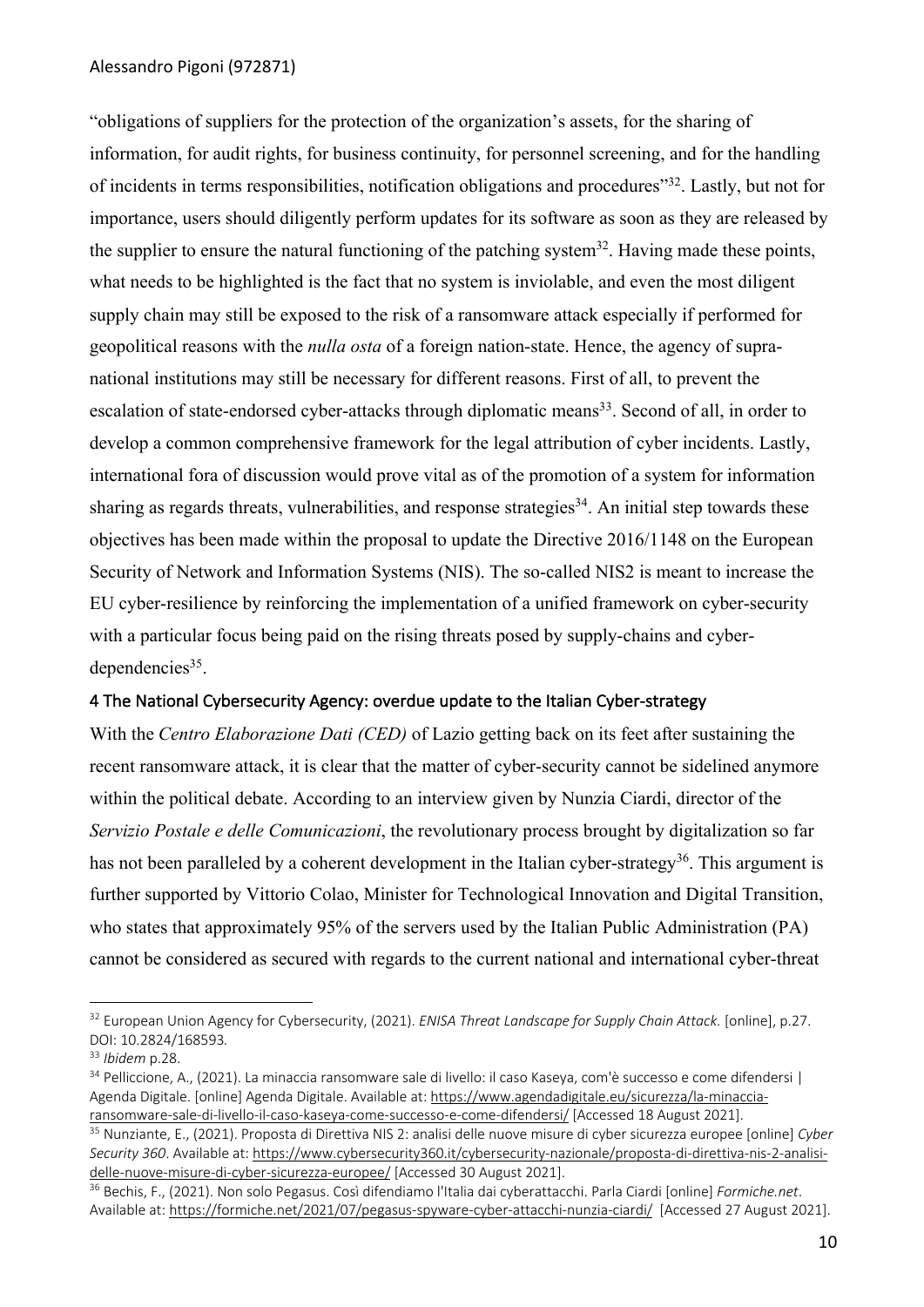"obligations of suppliers for the protection of the organization's assets, for the sharing of information, for audit rights, for business continuity, for personnel screening, and for the handling of incidents in terms responsibilities, notification obligations and procedures"[32]. Lastly, but not for importance, users should diligently perform updates for its software as soon as they are released by the supplier to ensure the natural functioning of the patching system[32]. Having made these points, what needs to be highlighted is the fact that no system is inviolable, and even the most diligent supply chain may still be exposed to the risk of a ransomware attack especially if performed for geopolitical reasons with the *nulla osta* of a foreign nation-state. Hence, the agency of supra-national institutions may still be necessary for different reasons. First of all, to prevent the escalation of state-endorsed cyber-attacks through diplomatic means[33]. Second of all, in order to develop a common comprehensive framework for the legal attribution of cyber incidents. Lastly, international fora of discussion would prove vital as of the promotion of a system for information sharing as regards threats, vulnerabilities, and response strategies[34]. An initial step towards these objectives has been made within the proposal to update the Directive 2016/1148 on the European Security of Network and Information Systems (NIS). The so-called NIS2 is meant to increase the EU cyber-resilience by reinforcing the implementation of a unified framework on cyber-security with a particular focus being paid on the rising threats posed by supply-chains and cyber-dependencies[35].

## 4 The National Cybersecurity Agency: overdue update to the Italian Cyber-strategy

With the *Centro Elaborazione Dati (CED)* of Lazio getting back on its feet after sustaining the recent ransomware attack, it is clear that the matter of cyber-security cannot be sidelined anymore within the political debate. According to an interview given by Nunzia Ciardi, director of the *Servizio Postale e delle Comunicazioni*, the revolutionary process brought by digitalization so far has not been paralleled by a coherent development in the Italian cyber-strategy[36]. This argument is further supported by Vittorio Colao, Minister for Technological Innovation and Digital Transition, who states that approximately 95% of the servers used by the Italian Public Administration (PA) cannot be considered as secured with regards to the current national and international cyber-threat

---

[32] European Union Agency for Cybersecurity, (2021). *ENISA Threat Landscape for Supply Chain Attack.* [online], p.27. DOI: 10.2824/168593.

[33] *Ibidem* p.28.

[34] Pelliccione, A., (2021). La minaccia ransomware sale di livello: il caso Kaseya, com'è successo e come difendersi | Agenda Digitale. [online] Agenda Digitale. Available at: https://www.agendadigitale.eu/sicurezza/la-minaccia-ransomware-sale-di-livello-il-caso-kaseya-come-successo-e-come-difendersi/ [Accessed 18 August 2021].

[35] Nunziante, E., (2021). Proposta di Direttiva NIS 2: analisi delle nuove misure di cyber sicurezza europee [online] *Cyber Security 360*. Available at: https://www.cybersecurity360.it/cybersecurity-nazionale/proposta-di-direttiva-nis-2-analisi-delle-nuove-misure-di-cyber-sicurezza-europee/ [Accessed 30 August 2021].

[36] Bechis, F., (2021). Non solo Pegasus. Così difendiamo l'Italia dai cyberattacchi. Parla Ciardi [online] *Formiche.net*. Available at: https://formiche.net/2021/07/pegasus-spyware-cyber-attacchi-nunzia-ciardi/ [Accessed 27 August 2021].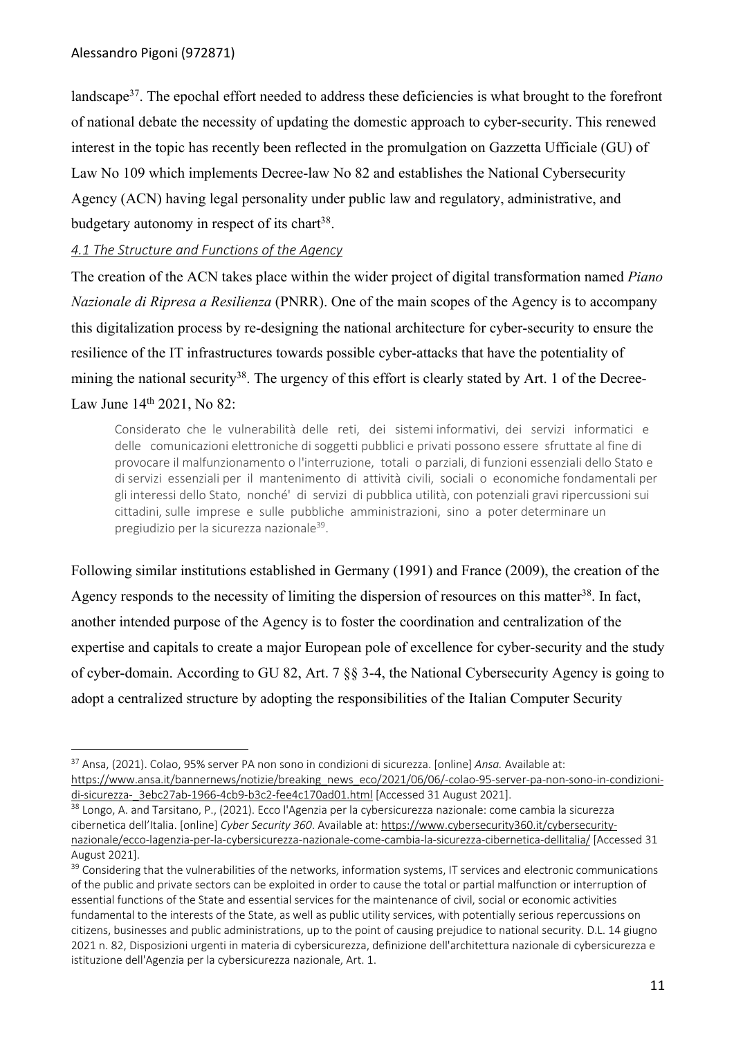landscape[37]. The epochal effort needed to address these deficiencies is what brought to the forefront of national debate the necessity of updating the domestic approach to cyber-security. This renewed interest in the topic has recently been reflected in the promulgation on Gazzetta Ufficiale (GU) of Law No 109 which implements Decree-law No 82 and establishes the National Cybersecurity Agency (ACN) having legal personality under public law and regulatory, administrative, and budgetary autonomy in respect of its chart[38].

### *4.1 The Structure and Functions of the Agency*

The creation of the ACN takes place within the wider project of digital transformation named *Piano Nazionale di Ripresa a Resilienza* (PNRR). One of the main scopes of the Agency is to accompany this digitalization process by re-designing the national architecture for cyber-security to ensure the resilience of the IT infrastructures towards possible cyber-attacks that have the potentiality of mining the national security[38]. The urgency of this effort is clearly stated by Art. 1 of the Decree-Law June 14th 2021, No 82:

> Considerato che le vulnerabilità delle reti, dei sistemi informativi, dei servizi informatici e delle comunicazioni elettroniche di soggetti pubblici e privati possono essere sfruttate al fine di provocare il malfunzionamento o l'interruzione, totali o parziali, di funzioni essenziali dello Stato e di servizi essenziali per il mantenimento di attività civili, sociali o economiche fondamentali per gli interessi dello Stato, nonché' di servizi di pubblica utilità, con potenziali gravi ripercussioni sui cittadini, sulle imprese e sulle pubbliche amministrazioni, sino a poter determinare un pregiudizio per la sicurezza nazionale[39].

Following similar institutions established in Germany (1991) and France (2009), the creation of the Agency responds to the necessity of limiting the dispersion of resources on this matter[38]. In fact, another intended purpose of the Agency is to foster the coordination and centralization of the expertise and capitals to create a major European pole of excellence for cyber-security and the study of cyber-domain. According to GU 82, Art. 7 §§ 3-4, the National Cybersecurity Agency is going to adopt a centralized structure by adopting the responsibilities of the Italian Computer Security

---

[37] Ansa, (2021). Colao, 95% server PA non sono in condizioni di sicurezza. [online] *Ansa.* Available at: https://www.ansa.it/bannernews/notizie/breaking_news_eco/2021/06/06/-colao-95-server-pa-non-sono-in-condizioni-di-sicurezza-_3ebc27ab-1966-4cb9-b3c2-fee4c170ad01.html [Accessed 31 August 2021].

[38] Longo, A. and Tarsitano, P., (2021). Ecco l'Agenzia per la cybersicurezza nazionale: come cambia la sicurezza cibernetica dell'Italia. [online] *Cyber Security 360*. Available at: https://www.cybersecurity360.it/cybersecurity-nazionale/ecco-lagenzia-per-la-cybersicurezza-nazionale-come-cambia-la-sicurezza-cibernetica-dellitalia/ [Accessed 31 August 2021].

[39] Considering that the vulnerabilities of the networks, information systems, IT services and electronic communications of the public and private sectors can be exploited in order to cause the total or partial malfunction or interruption of essential functions of the State and essential services for the maintenance of civil, social or economic activities fundamental to the interests of the State, as well as public utility services, with potentially serious repercussions on citizens, businesses and public administrations, up to the point of causing prejudice to national security. D.L. 14 giugno 2021 n. 82, Disposizioni urgenti in materia di cybersicurezza, definizione dell'architettura nazionale di cybersicurezza e istituzione dell'Agenzia per la cybersicurezza nazionale, Art. 1.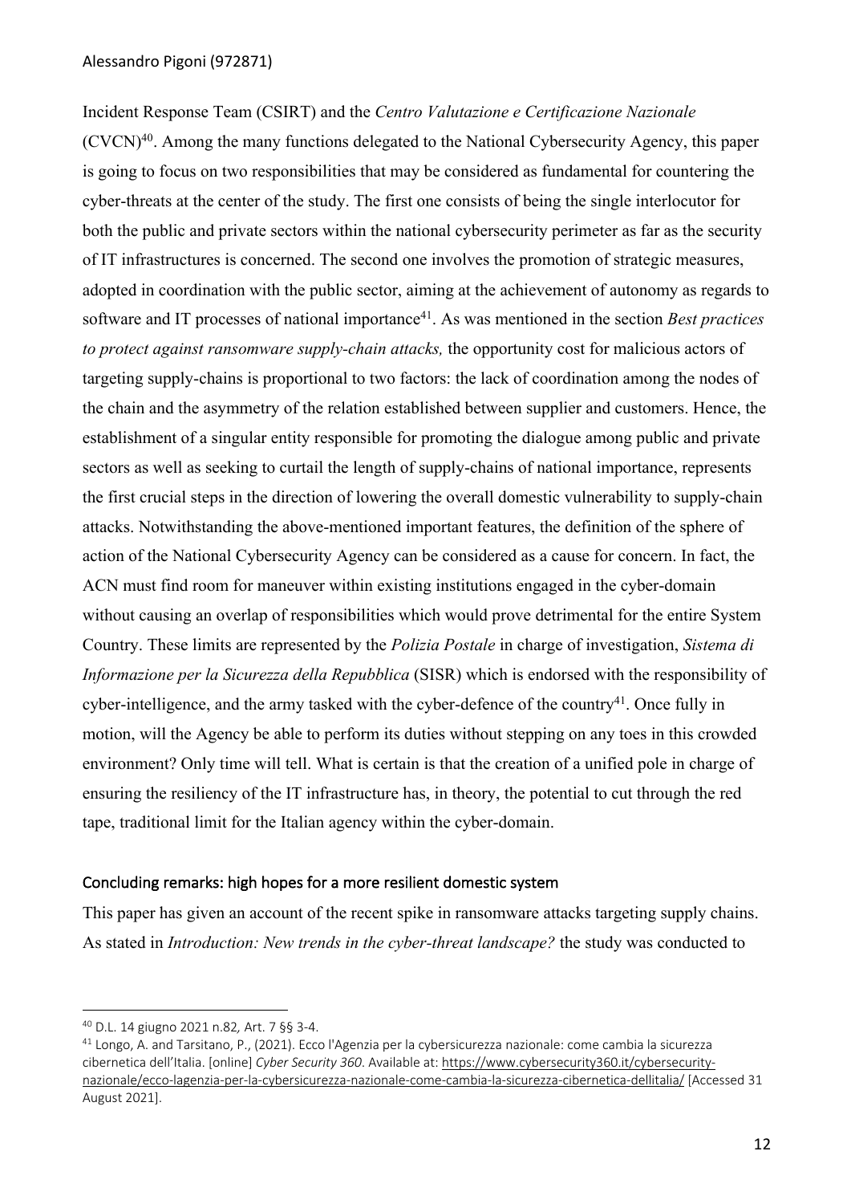Incident Response Team (CSIRT) and the *Centro Valutazione e Certificazione Nazionale* (CVCN)[40]. Among the many functions delegated to the National Cybersecurity Agency, this paper is going to focus on two responsibilities that may be considered as fundamental for countering the cyber-threats at the center of the study. The first one consists of being the single interlocutor for both the public and private sectors within the national cybersecurity perimeter as far as the security of IT infrastructures is concerned. The second one involves the promotion of strategic measures, adopted in coordination with the public sector, aiming at the achievement of autonomy as regards to software and IT processes of national importance[41]. As was mentioned in the section *Best practices to protect against ransomware supply-chain attacks,* the opportunity cost for malicious actors of targeting supply-chains is proportional to two factors: the lack of coordination among the nodes of the chain and the asymmetry of the relation established between supplier and customers. Hence, the establishment of a singular entity responsible for promoting the dialogue among public and private sectors as well as seeking to curtail the length of supply-chains of national importance, represents the first crucial steps in the direction of lowering the overall domestic vulnerability to supply-chain attacks. Notwithstanding the above-mentioned important features, the definition of the sphere of action of the National Cybersecurity Agency can be considered as a cause for concern. In fact, the ACN must find room for maneuver within existing institutions engaged in the cyber-domain without causing an overlap of responsibilities which would prove detrimental for the entire System Country. These limits are represented by the *Polizia Postale* in charge of investigation, *Sistema di Informazione per la Sicurezza della Repubblica* (SISR) which is endorsed with the responsibility of cyber-intelligence, and the army tasked with the cyber-defence of the country[41]. Once fully in motion, will the Agency be able to perform its duties without stepping on any toes in this crowded environment? Only time will tell. What is certain is that the creation of a unified pole in charge of ensuring the resiliency of the IT infrastructure has, in theory, the potential to cut through the red tape, traditional limit for the Italian agency within the cyber-domain.

## Concluding remarks: high hopes for a more resilient domestic system

This paper has given an account of the recent spike in ransomware attacks targeting supply chains. As stated in *Introduction: New trends in the cyber-threat landscape?* the study was conducted to

---

[40] D.L. 14 giugno 2021 n.82*,* Art. 7 §§ 3-4.

[41] Longo, A. and Tarsitano, P., (2021). Ecco l'Agenzia per la cybersicurezza nazionale: come cambia la sicurezza cibernetica dell'Italia. [online] *Cyber Security 360*. Available at: https://www.cybersecurity360.it/cybersecurity-nazionale/ecco-lagenzia-per-la-cybersicurezza-nazionale-come-cambia-la-sicurezza-cibernetica-dellitalia/ [Accessed 31 August 2021].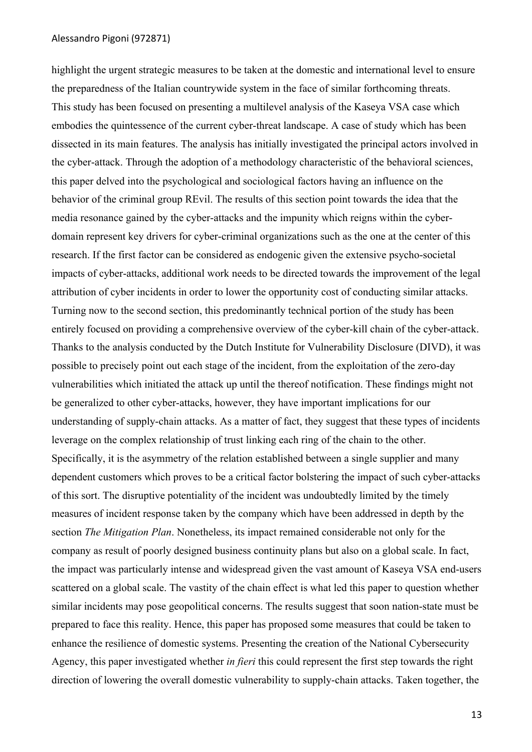highlight the urgent strategic measures to be taken at the domestic and international level to ensure the preparedness of the Italian countrywide system in the face of similar forthcoming threats.

This study has been focused on presenting a multilevel analysis of the Kaseya VSA case which embodies the quintessence of the current cyber-threat landscape. A case of study which has been dissected in its main features. The analysis has initially investigated the principal actors involved in the cyber-attack. Through the adoption of a methodology characteristic of the behavioral sciences, this paper delved into the psychological and sociological factors having an influence on the behavior of the criminal group REvil. The results of this section point towards the idea that the media resonance gained by the cyber-attacks and the impunity which reigns within the cyber-domain represent key drivers for cyber-criminal organizations such as the one at the center of this research. If the first factor can be considered as endogenic given the extensive psycho-societal impacts of cyber-attacks, additional work needs to be directed towards the improvement of the legal attribution of cyber incidents in order to lower the opportunity cost of conducting similar attacks. Turning now to the second section, this predominantly technical portion of the study has been entirely focused on providing a comprehensive overview of the cyber-kill chain of the cyber-attack. Thanks to the analysis conducted by the Dutch Institute for Vulnerability Disclosure (DIVD), it was possible to precisely point out each stage of the incident, from the exploitation of the zero-day vulnerabilities which initiated the attack up until the thereof notification. These findings might not be generalized to other cyber-attacks, however, they have important implications for our understanding of supply-chain attacks. As a matter of fact, they suggest that these types of incidents leverage on the complex relationship of trust linking each ring of the chain to the other. Specifically, it is the asymmetry of the relation established between a single supplier and many dependent customers which proves to be a critical factor bolstering the impact of such cyber-attacks of this sort. The disruptive potentiality of the incident was undoubtedly limited by the timely measures of incident response taken by the company which have been addressed in depth by the section *The Mitigation Plan*. Nonetheless, its impact remained considerable not only for the company as result of poorly designed business continuity plans but also on a global scale. In fact, the impact was particularly intense and widespread given the vast amount of Kaseya VSA end-users scattered on a global scale. The vastity of the chain effect is what led this paper to question whether similar incidents may pose geopolitical concerns. The results suggest that soon nation-state must be prepared to face this reality. Hence, this paper has proposed some measures that could be taken to enhance the resilience of domestic systems. Presenting the creation of the National Cybersecurity Agency, this paper investigated whether *in fieri* this could represent the first step towards the right direction of lowering the overall domestic vulnerability to supply-chain attacks. Taken together, the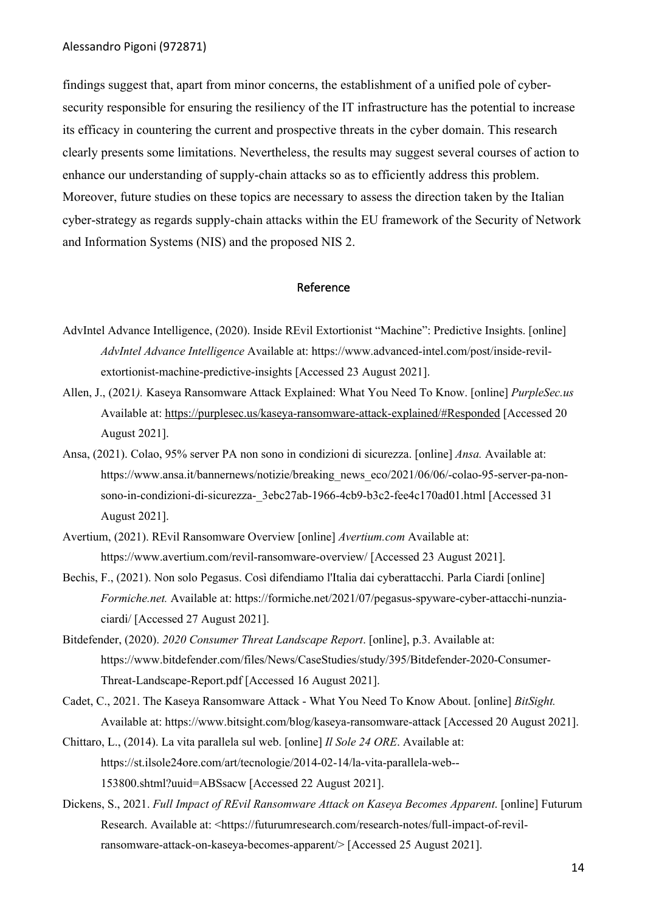findings suggest that, apart from minor concerns, the establishment of a unified pole of cyber-security responsible for ensuring the resiliency of the IT infrastructure has the potential to increase its efficacy in countering the current and prospective threats in the cyber domain. This research clearly presents some limitations. Nevertheless, the results may suggest several courses of action to enhance our understanding of supply-chain attacks so as to efficiently address this problem. Moreover, future studies on these topics are necessary to assess the direction taken by the Italian cyber-strategy as regards supply-chain attacks within the EU framework of the Security of Network and Information Systems (NIS) and the proposed NIS 2.

## Reference

AdvIntel Advance Intelligence, (2020). Inside REvil Extortionist "Machine": Predictive Insights. [online] *AdvIntel Advance Intelligence* Available at: https://www.advanced-intel.com/post/inside-revil-extortionist-machine-predictive-insights [Accessed 23 August 2021].

Allen, J., (2021*).* Kaseya Ransomware Attack Explained: What You Need To Know. [online] *PurpleSec.us* Available at: https://purplesec.us/kaseya-ransomware-attack-explained/#Responded [Accessed 20 August 2021].

Ansa, (2021). Colao, 95% server PA non sono in condizioni di sicurezza. [online] *Ansa.* Available at: https://www.ansa.it/bannernews/notizie/breaking_news_eco/2021/06/06/-colao-95-server-pa-non-sono-in-condizioni-di-sicurezza-_3ebc27ab-1966-4cb9-b3c2-fee4c170ad01.html [Accessed 31 August 2021].

Avertium, (2021). REvil Ransomware Overview [online] *Avertium.com* Available at: https://www.avertium.com/revil-ransomware-overview/ [Accessed 23 August 2021].

Bechis, F., (2021). Non solo Pegasus. Così difendiamo l'Italia dai cyberattacchi. Parla Ciardi [online] *Formiche.net.* Available at: https://formiche.net/2021/07/pegasus-spyware-cyber-attacchi-nunzia-ciardi/ [Accessed 27 August 2021].

Bitdefender, (2020). *2020 Consumer Threat Landscape Report*. [online], p.3. Available at: https://www.bitdefender.com/files/News/CaseStudies/study/395/Bitdefender-2020-Consumer-Threat-Landscape-Report.pdf [Accessed 16 August 2021].

Cadet, C., 2021. The Kaseya Ransomware Attack - What You Need To Know About. [online] *BitSight.* Available at: https://www.bitsight.com/blog/kaseya-ransomware-attack [Accessed 20 August 2021].

Chittaro, L., (2014). La vita parallela sul web. [online] *Il Sole 24 ORE*. Available at: https://st.ilsole24ore.com/art/tecnologie/2014-02-14/la-vita-parallela-web--153800.shtml?uuid=ABSsacw [Accessed 22 August 2021].

Dickens, S., 2021. *Full Impact of REvil Ransomware Attack on Kaseya Becomes Apparent*. [online] Futurum Research. Available at: <https://futurumresearch.com/research-notes/full-impact-of-revil-ransomware-attack-on-kaseya-becomes-apparent/> [Accessed 25 August 2021].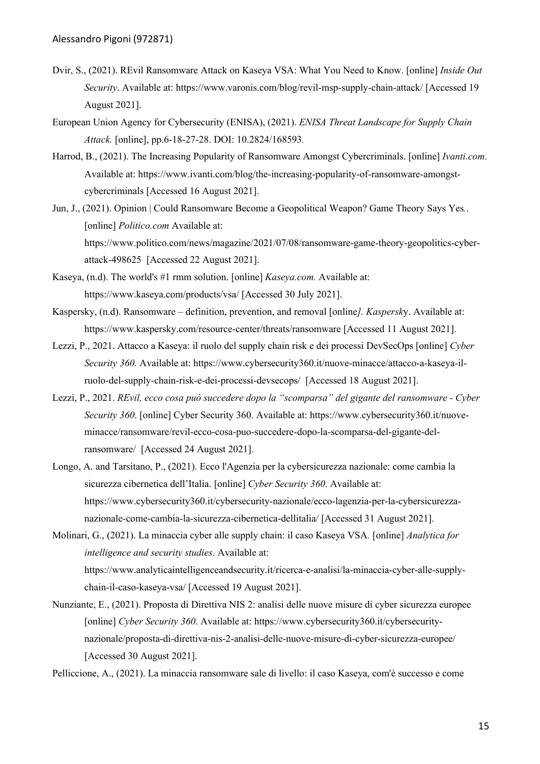Dvir, S., (2021). REvil Ransomware Attack on Kaseya VSA: What You Need to Know. [online] *Inside Out Security*. Available at: https://www.varonis.com/blog/revil-msp-supply-chain-attack/ [Accessed 19 August 2021].

European Union Agency for Cybersecurity (ENISA), (2021). *ENISA Threat Landscape for Supply Chain Attack.* [online], pp.6-18-27-28. DOI: 10.2824/168593.

Harrod, B., (2021). The Increasing Popularity of Ransomware Amongst Cybercriminals. [online] *Ivanti.com*. Available at: https://www.ivanti.com/blog/the-increasing-popularity-of-ransomware-amongst-cybercriminals [Accessed 16 August 2021].

Jun, J., (2021). Opinion | Could Ransomware Become a Geopolitical Weapon? Game Theory Says Yes.. [online] *Politico.com* Available at: https://www.politico.com/news/magazine/2021/07/08/ransomware-game-theory-geopolitics-cyber-attack-498625 [Accessed 22 August 2021].

Kaseya, (n.d). The world's #1 rmm solution. [online] *Kaseya.com.* Available at: https://www.kaseya.com/products/vsa/ [Accessed 30 July 2021].

Kaspersky, (n.d). Ransomware – definition, prevention, and removal [online*]. Kaspersk*y. Available at: https://www.kaspersky.com/resource-center/threats/ransomware [Accessed 11 August 2021].

Lezzi, P., 2021. Attacco a Kaseya: il ruolo del supply chain risk e dei processi DevSecOps [online] *Cyber Security 360.* Available at: https://www.cybersecurity360.it/nuove-minacce/attacco-a-kaseya-il-ruolo-del-supply-chain-risk-e-dei-processi-devsecops/ [Accessed 18 August 2021].

Lezzi, P., 2021. *REvil, ecco cosa può succedere dopo la "scomparsa" del gigante del ransomware - Cyber Security 360*. [online] Cyber Security 360. Available at: https://www.cybersecurity360.it/nuove-minacce/ransomware/revil-ecco-cosa-puo-succedere-dopo-la-scomparsa-del-gigante-del-ransomware/ [Accessed 24 August 2021].

Longo, A. and Tarsitano, P., (2021). Ecco l'Agenzia per la cybersicurezza nazionale: come cambia la sicurezza cibernetica dell'Italia. [online] *Cyber Security 360*. Available at: https://www.cybersecurity360.it/cybersecurity-nazionale/ecco-lagenzia-per-la-cybersicurezza-nazionale-come-cambia-la-sicurezza-cibernetica-dellitalia/ [Accessed 31 August 2021].

Molinari, G., (2021). La minaccia cyber alle supply chain: il caso Kaseya VSA. [online] *Analytica for intelligence and security studies*. Available at: https://www.analyticaintelligenceandsecurity.it/ricerca-e-analisi/la-minaccia-cyber-alle-supply-chain-il-caso-kaseya-vsa/ [Accessed 19 August 2021].

Nunziante, E., (2021). Proposta di Direttiva NIS 2: analisi delle nuove misure di cyber sicurezza europee [online] *Cyber Security 360*. Available at: https://www.cybersecurity360.it/cybersecurity-nazionale/proposta-di-direttiva-nis-2-analisi-delle-nuove-misure-di-cyber-sicurezza-europee/ [Accessed 30 August 2021].

Pelliccione, A., (2021). La minaccia ransomware sale di livello: il caso Kaseya, com'è successo e come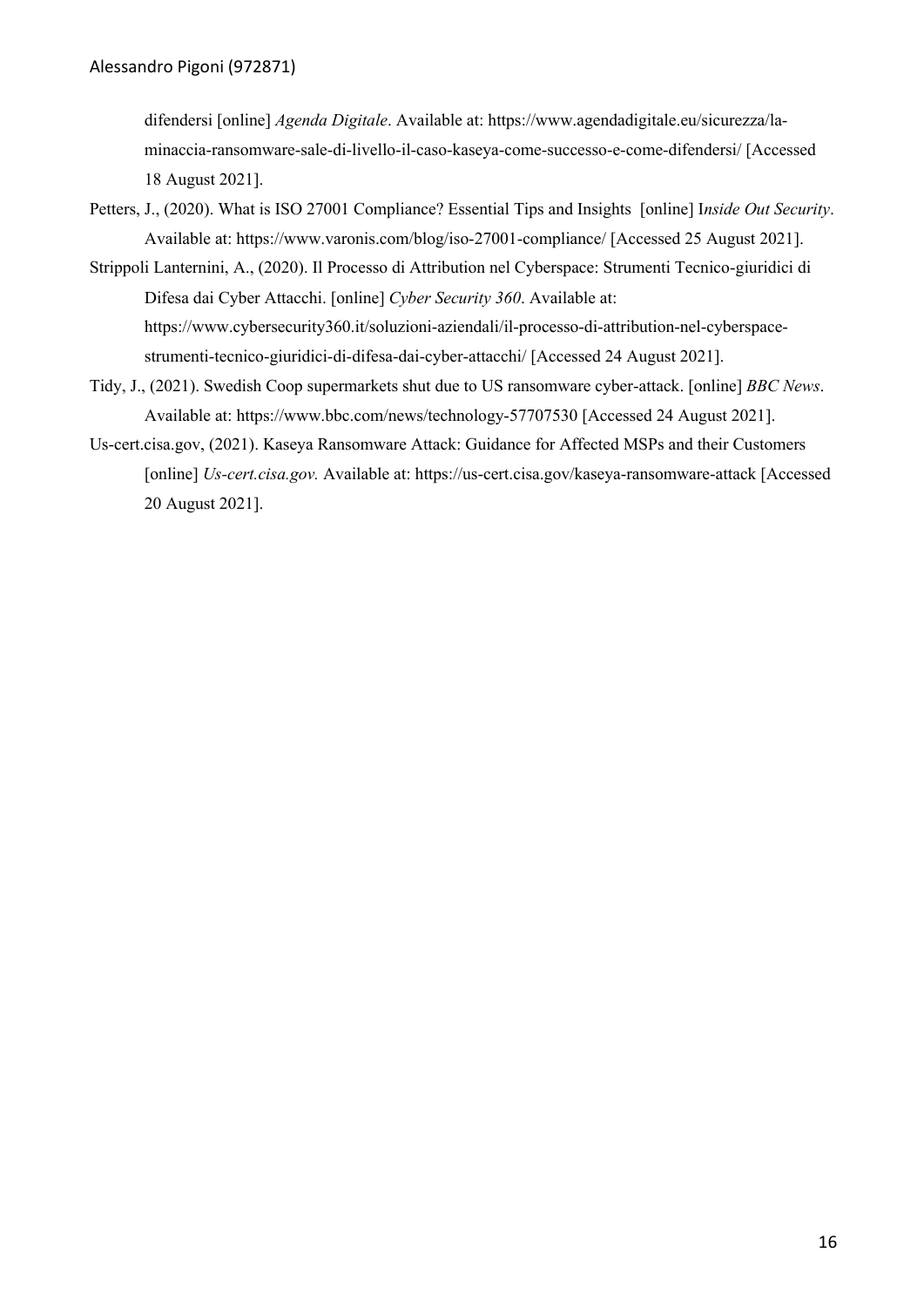difendersi [online] *Agenda Digitale*. Available at: https://www.agendadigitale.eu/sicurezza/la-minaccia-ransomware-sale-di-livello-il-caso-kaseya-come-successo-e-come-difendersi/ [Accessed 18 August 2021].

Petters, J., (2020). What is ISO 27001 Compliance? Essential Tips and Insights [online] I*nside Out Security*. Available at: https://www.varonis.com/blog/iso-27001-compliance/ [Accessed 25 August 2021].

Strippoli Lanternini, A., (2020). Il Processo di Attribution nel Cyberspace: Strumenti Tecnico-giuridici di Difesa dai Cyber Attacchi. [online] *Cyber Security 360*. Available at: https://www.cybersecurity360.it/soluzioni-aziendali/il-processo-di-attribution-nel-cyberspace-strumenti-tecnico-giuridici-di-difesa-dai-cyber-attacchi/ [Accessed 24 August 2021].

Tidy, J., (2021). Swedish Coop supermarkets shut due to US ransomware cyber-attack. [online] *BBC News*. Available at: https://www.bbc.com/news/technology-57707530 [Accessed 24 August 2021].

Us-cert.cisa.gov, (2021). Kaseya Ransomware Attack: Guidance for Affected MSPs and their Customers [online] *Us-cert.cisa.gov.* Available at: https://us-cert.cisa.gov/kaseya-ransomware-attack [Accessed 20 August 2021].